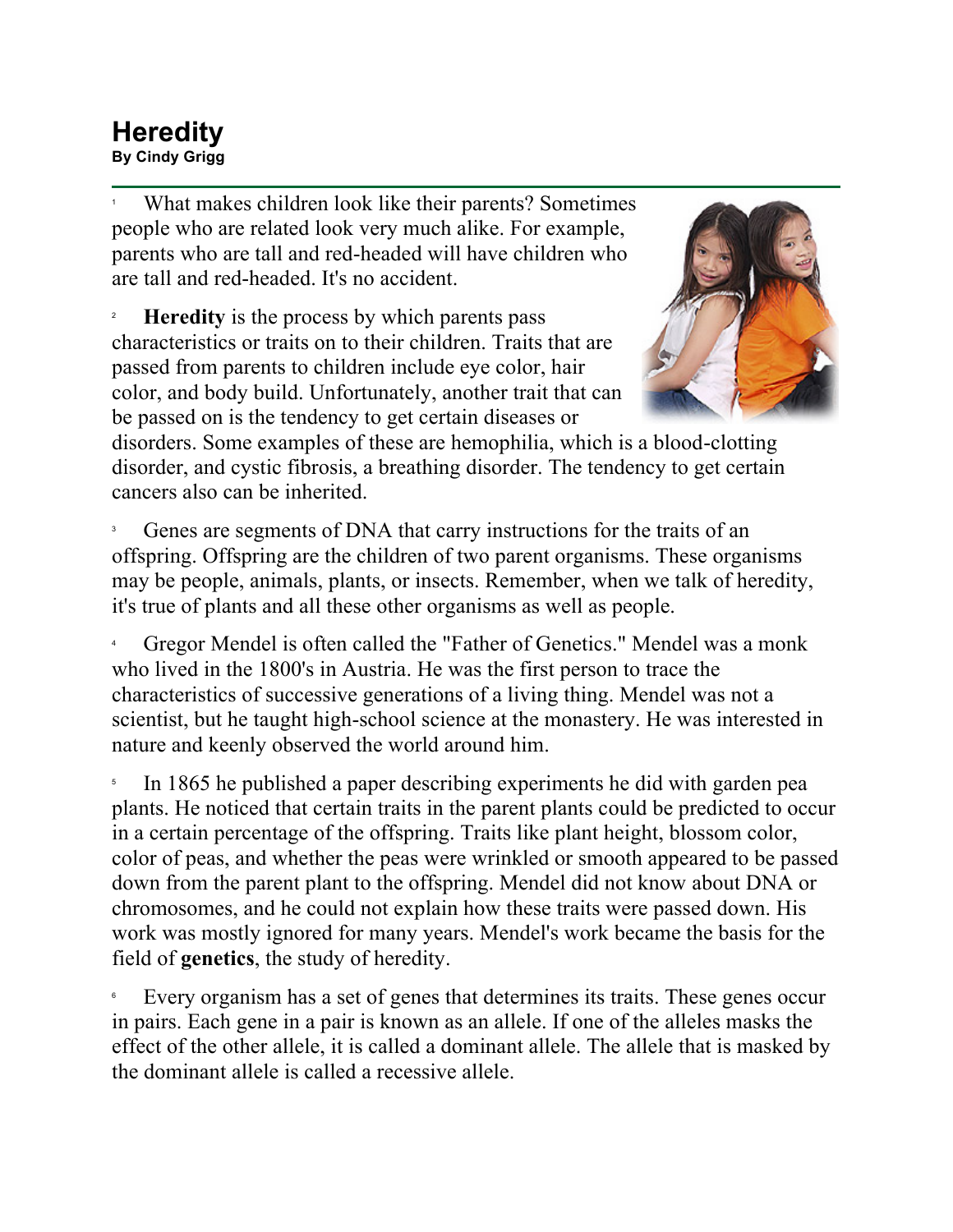# Heredity

**By Cindy Grigg**

1 What makes children look like their parents? Sometimes people who are related look very much alike. For example, parents who are tall and red-headed will have children who are tall and red-headed. It's no accident.

2 **Heredity** is the process by which parents pass characteristics or traits on to their children. Traits that are passed from parents to children include eye color, hair color, and body build. Unfortunately, another trait that can be passed on is the tendency to get certain diseases or disorders. Some examples of these are hemophilia, which is a blood-clotting disorder, and cystic fibrosis, a breathing disorder. The tendency to get certain cancers also can be inherited.

3 Genes are segments of DNA that carry instructions for the traits of an offspring. Offspring are the children of two parent organisms. These organisms may be people, animals, plants, or insects. Remember, when we talk of heredity, it's true of plants and all these other organisms as well as people.

4 Gregor Mendel is often called the "Father of Genetics." Mendel was a monk who lived in the 1800's in Austria. He was the first person to trace the characteristics of successive generations of a living thing. Mendel was not a scientist, but he taught high-school science at the monastery. He was interested in nature and keenly observed the world around him.

5 In 1865 he published a paper describing experiments he did with garden pea plants. He noticed that certain traits in the parent plants could be predicted to occur in a certain percentage of the offspring. Traits like plant height, blossom color, color of peas, and whether the peas were wrinkled or smooth appeared to be passed down from the parent plant to the offspring. Mendel did not know about DNA or chromosomes, and he could not explain how these traits were passed down. His work was mostly ignored for many years. Mendel's work became the basis for the field of **genetics**, the study of heredity.

6 Every organism has a set of genes that determines its traits. These genes occur in pairs. Each gene in a pair is known as an allele. If one of the alleles masks the effect of the other allele, it is called a dominant allele. The allele that is masked by the dominant allele is called a recessive allele.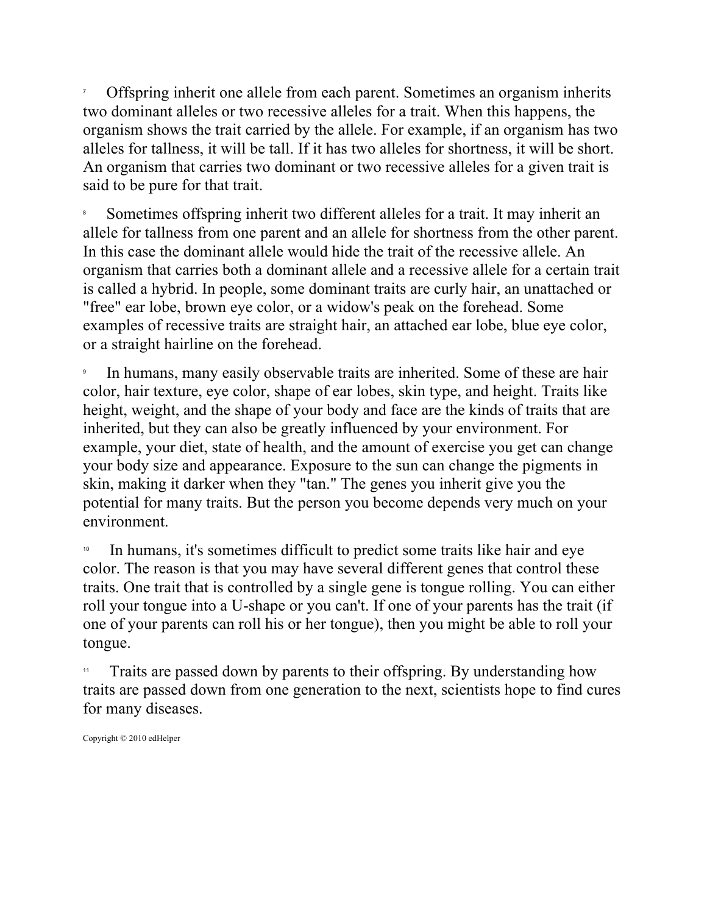[7] Offspring inherit one allele from each parent. Sometimes an organism inherits two dominant alleles or two recessive alleles for a trait. When this happens, the organism shows the trait carried by the allele. For example, if an organism has two alleles for tallness, it will be tall. If it has two alleles for shortness, it will be short. An organism that carries two dominant or two recessive alleles for a given trait is said to be pure for that trait.

[8] Sometimes offspring inherit two different alleles for a trait. It may inherit an allele for tallness from one parent and an allele for shortness from the other parent. In this case the dominant allele would hide the trait of the recessive allele. An organism that carries both a dominant allele and a recessive allele for a certain trait is called a hybrid. In people, some dominant traits are curly hair, an unattached or "free" ear lobe, brown eye color, or a widow's peak on the forehead. Some examples of recessive traits are straight hair, an attached ear lobe, blue eye color, or a straight hairline on the forehead.

[9] In humans, many easily observable traits are inherited. Some of these are hair color, hair texture, eye color, shape of ear lobes, skin type, and height. Traits like height, weight, and the shape of your body and face are the kinds of traits that are inherited, but they can also be greatly influenced by your environment. For example, your diet, state of health, and the amount of exercise you get can change your body size and appearance. Exposure to the sun can change the pigments in skin, making it darker when they "tan." The genes you inherit give you the potential for many traits. But the person you become depends very much on your environment.

[10] In humans, it's sometimes difficult to predict some traits like hair and eye color. The reason is that you may have several different genes that control these traits. One trait that is controlled by a single gene is tongue rolling. You can either roll your tongue into a U-shape or you can't. If one of your parents has the trait (if one of your parents can roll his or her tongue), then you might be able to roll your tongue.

[11] Traits are passed down by parents to their offspring. By understanding how traits are passed down from one generation to the next, scientists hope to find cures for many diseases.

Copyright © 2010 edHelper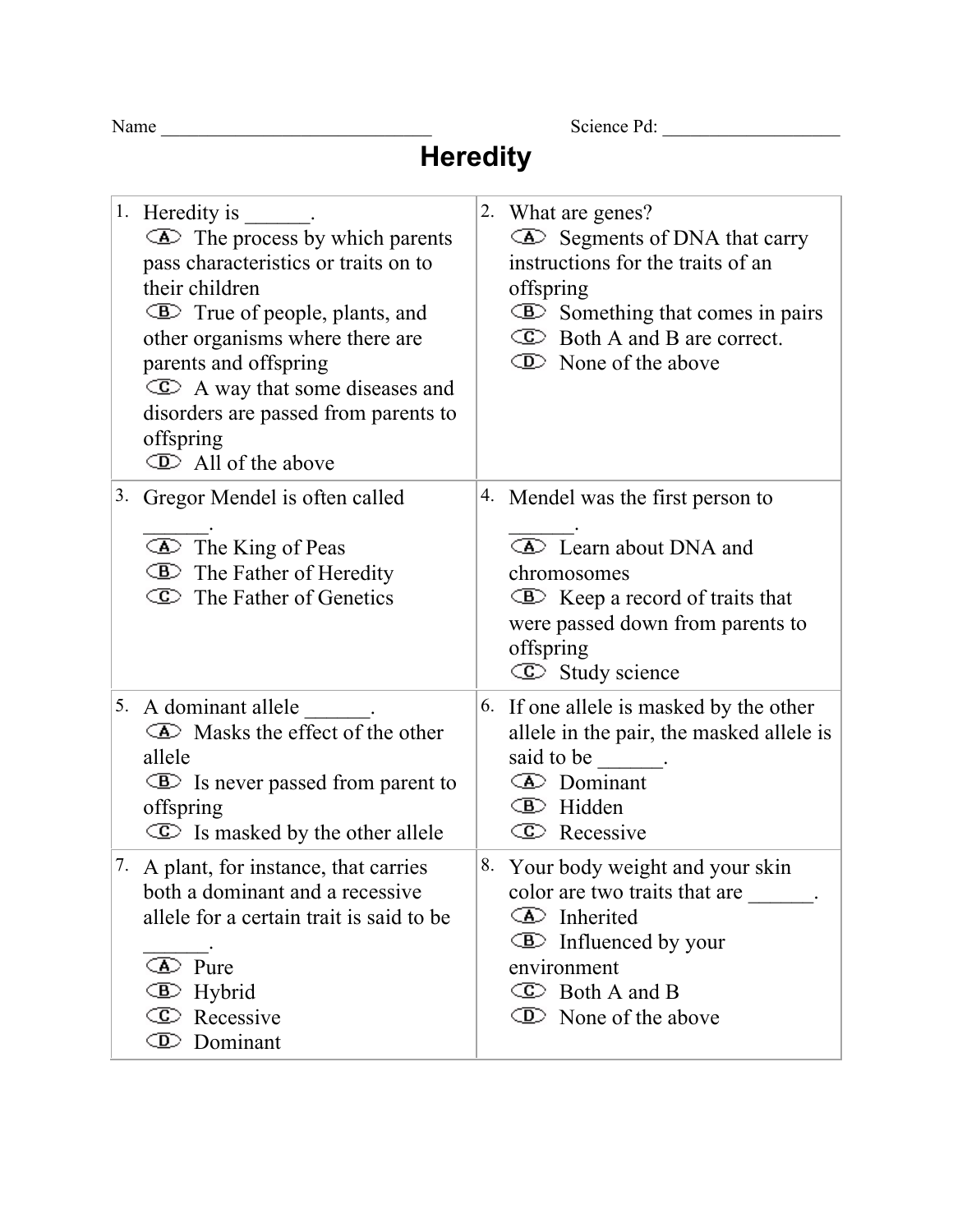Name ____________________________ Science Pd: __________________

# Heredity

1. Heredity is ______.
   - (A) The process by which parents pass characteristics or traits on to their children
   - (B) True of people, plants, and other organisms where there are parents and offspring
   - (C) A way that some diseases and disorders are passed from parents to offspring
   - (D) All of the above

2. What are genes?
   - (A) Segments of DNA that carry instructions for the traits of an offspring
   - (B) Something that comes in pairs
   - (C) Both A and B are correct.
   - (D) None of the above

3. Gregor Mendel is often called ______.
   - (A) The King of Peas
   - (B) The Father of Heredity
   - (C) The Father of Genetics

4. Mendel was the first person to ______.
   - (A) Learn about DNA and chromosomes
   - (B) Keep a record of traits that were passed down from parents to offspring
   - (C) Study science

5. A dominant allele ______.
   - (A) Masks the effect of the other allele
   - (B) Is never passed from parent to offspring
   - (C) Is masked by the other allele

6. If one allele is masked by the other allele in the pair, the masked allele is said to be ______.
   - (A) Dominant
   - (B) Hidden
   - (C) Recessive

7. A plant, for instance, that carries both a dominant and a recessive allele for a certain trait is said to be ______.
   - (A) Pure
   - (B) Hybrid
   - (C) Recessive
   - (D) Dominant

8. Your body weight and your skin color are two traits that are ______.
   - (A) Inherited
   - (B) Influenced by your environment
   - (C) Both A and B
   - (D) None of the above